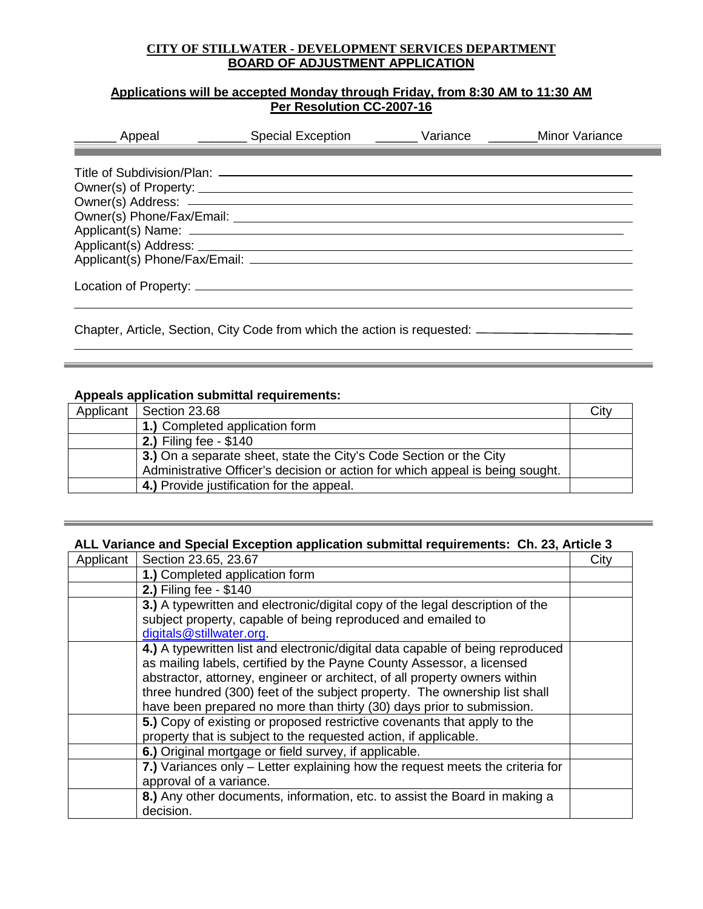**CITY OF STILLWATER - DEVELOPMENT SERVICES DEPARTMENT**
**BOARD OF ADJUSTMENT APPLICATION**

**Applications will be accepted Monday through Friday, from 8:30 AM to 11:30 AM**
**Per Resolution CC-2007-16**

______ Appeal _______ Special Exception ______ Variance _______Minor Variance

Title of Subdivision/Plan: ________________________________________
Owner(s) of Property: ________________________________________
Owner(s) Address: ________________________________________
Owner(s) Phone/Fax/Email: ________________________________________
Applicant(s) Name: ________________________________________
Applicant(s) Address: ________________________________________
Applicant(s) Phone/Fax/Email: ________________________________________

Location of Property: ________________________________________

________________________________________

Chapter, Article, Section, City Code from which the action is requested: ____________________

________________________________________

**Appeals application submittal requirements:**

| Applicant | Section 23.68 | City |
|---|---|---|
| | **1.)** Completed application form | |
| | **2.)** Filing fee - $140 | |
| | **3.)** On a separate sheet, state the City's Code Section or the City Administrative Officer's decision or action for which appeal is being sought. | |
| | **4.)** Provide justification for the appeal. | |

**ALL Variance and Special Exception application submittal requirements: Ch. 23, Article 3**

| Applicant | Section 23.65, 23.67 | City |
|---|---|---|
| | **1.)** Completed application form | |
| | **2.)** Filing fee - $140 | |
| | **3.)** A typewritten and electronic/digital copy of the legal description of the subject property, capable of being reproduced and emailed to digitals@stillwater.org. | |
| | **4.)** A typewritten list and electronic/digital data capable of being reproduced as mailing labels, certified by the Payne County Assessor, a licensed abstractor, attorney, engineer or architect, of all property owners within three hundred (300) feet of the subject property. The ownership list shall have been prepared no more than thirty (30) days prior to submission. | |
| | **5.)** Copy of existing or proposed restrictive covenants that apply to the property that is subject to the requested action, if applicable. | |
| | **6.)** Original mortgage or field survey, if applicable. | |
| | **7.)** Variances only – Letter explaining how the request meets the criteria for approval of a variance. | |
| | **8.)** Any other documents, information, etc. to assist the Board in making a decision. | |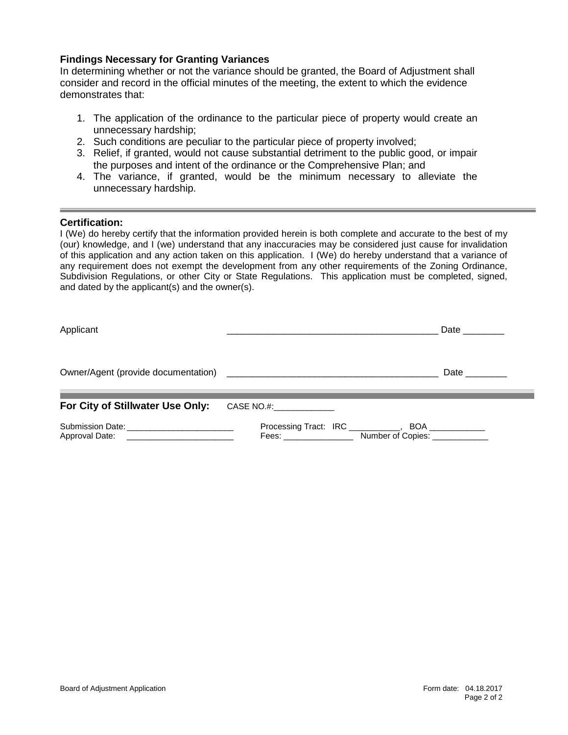### Findings Necessary for Granting Variances

In determining whether or not the variance should be granted, the Board of Adjustment shall consider and record in the official minutes of the meeting, the extent to which the evidence demonstrates that:

1. The application of the ordinance to the particular piece of property would create an unnecessary hardship;
2. Such conditions are peculiar to the particular piece of property involved;
3. Relief, if granted, would not cause substantial detriment to the public good, or impair the purposes and intent of the ordinance or the Comprehensive Plan; and
4. The variance, if granted, would be the minimum necessary to alleviate the unnecessary hardship.

---

### Certification:

I (We) do hereby certify that the information provided herein is both complete and accurate to the best of my (our) knowledge, and I (we) understand that any inaccuracies may be considered just cause for invalidation of this application and any action taken on this application. I (We) do hereby understand that a variance of any requirement does not exempt the development from any other requirements of the Zoning Ordinance, Subdivision Regulations, or other City or State Regulations. This application must be completed, signed, and dated by the applicant(s) and the owner(s).

Applicant ________________________________________ Date ________

Owner/Agent (provide documentation) ________________________________________ Date ________

---

**For City of Stillwater Use Only:** CASE NO.#:____________

Submission Date: ______________________ Processing Tract: IRC ___________, BOA ____________

Approval Date: ______________________ Fees: _______________ Number of Copies: ____________

Board of Adjustment Application Form date: 04.18.2017